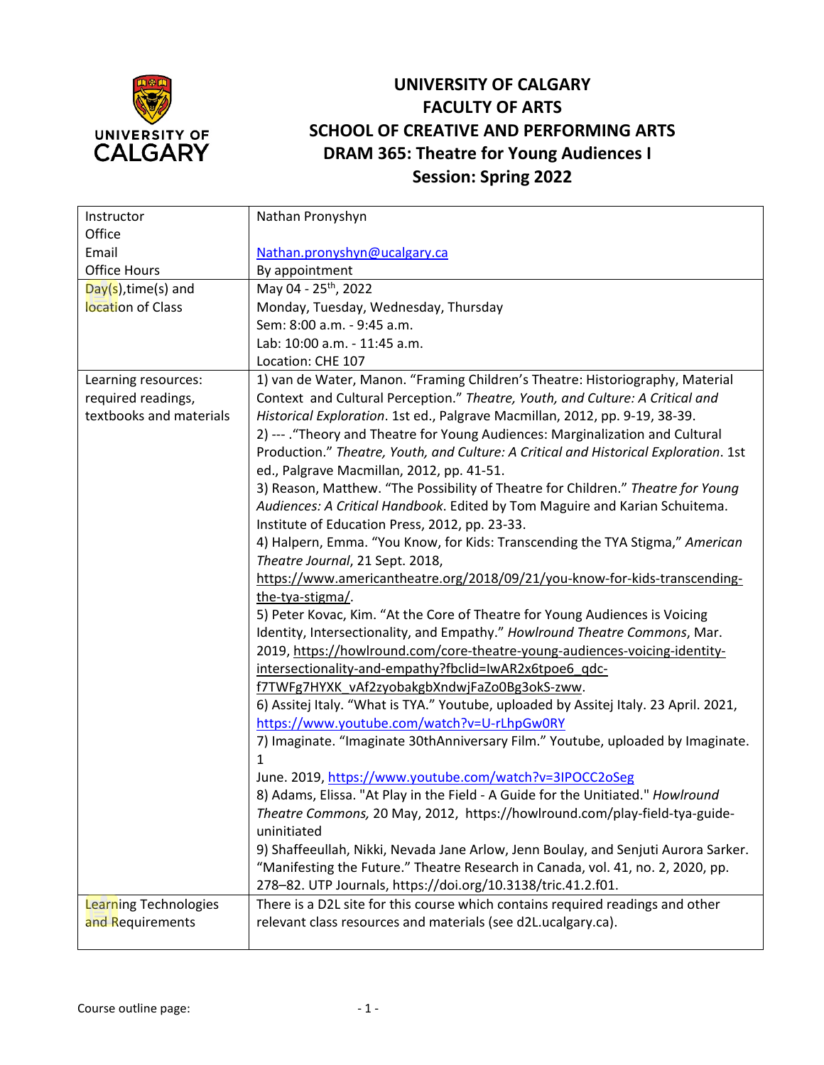# UNIVERSITY OF CALGARY
## FACULTY OF ARTS
## SCHOOL OF CREATIVE AND PERFORMING ARTS
## DRAM 365: Theatre for Young Audiences I
## Session: Spring 2022

| | |
|---|---|
| Instructor<br>Office<br>Email<br>Office Hours | Nathan Pronyshyn<br><br>Nathan.pronyshyn@ucalgary.ca<br>By appointment |
| Day(s),time(s) and location of Class | May 04 - 25th, 2022<br>Monday, Tuesday, Wednesday, Thursday<br>Sem: 8:00 a.m. - 9:45 a.m.<br>Lab: 10:00 a.m. - 11:45 a.m.<br>Location: CHE 107 |
| Learning resources: required readings, textbooks and materials | 1) van de Water, Manon. "Framing Children's Theatre: Historiography, Material Context and Cultural Perception." *Theatre, Youth, and Culture: A Critical and Historical Exploration*. 1st ed., Palgrave Macmillan, 2012, pp. 9-19, 38-39.<br>2) --- ."Theory and Theatre for Young Audiences: Marginalization and Cultural Production." *Theatre, Youth, and Culture: A Critical and Historical Exploration*. 1st ed., Palgrave Macmillan, 2012, pp. 41-51.<br>3) Reason, Matthew. "The Possibility of Theatre for Children." *Theatre for Young Audiences: A Critical Handbook*. Edited by Tom Maguire and Karian Schuitema. Institute of Education Press, 2012, pp. 23-33.<br>4) Halpern, Emma. "You Know, for Kids: Transcending the TYA Stigma," *American Theatre Journal*, 21 Sept. 2018, https://www.americantheatre.org/2018/09/21/you-know-for-kids-transcending-the-tya-stigma/.<br>5) Peter Kovac, Kim. "At the Core of Theatre for Young Audiences is Voicing Identity, Intersectionality, and Empathy." *Howlround Theatre Commons*, Mar. 2019, https://howlround.com/core-theatre-young-audiences-voicing-identity-intersectionality-and-empathy?fbclid=IwAR2x6tpoe6_qdc-f7TWFg7HYXK_vAf2zyobakgbXndwjFaZo0Bg3okS-zww.<br>6) Assitej Italy. "What is TYA." Youtube, uploaded by Assitej Italy. 23 April. 2021, https://www.youtube.com/watch?v=U-rLhpGw0RY<br>7) Imaginate. "Imaginate 30thAnniversary Film." Youtube, uploaded by Imaginate. 1 June. 2019, https://www.youtube.com/watch?v=3IPOCC2oSeg<br>8) Adams, Elissa. "At Play in the Field - A Guide for the Unitiated." *Howlround Theatre Commons,* 20 May, 2012, https://howlround.com/play-field-tya-guide-uninitiated<br>9) Shaffeeullah, Nikki, Nevada Jane Arlow, Jenn Boulay, and Senjuti Aurora Sarker. "Manifesting the Future." Theatre Research in Canada, vol. 41, no. 2, 2020, pp. 278–82. UTP Journals, https://doi.org/10.3138/tric.41.2.f01. |
| Learning Technologies and Requirements | There is a D2L site for this course which contains required readings and other relevant class resources and materials (see d2L.ucalgary.ca). |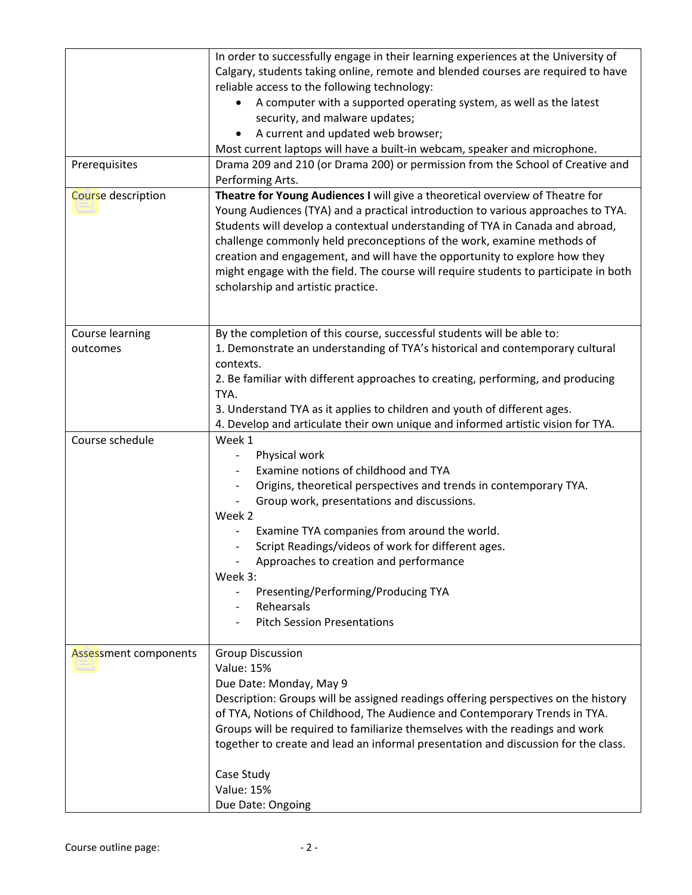| | |
|---|---|
| | In order to successfully engage in their learning experiences at the University of Calgary, students taking online, remote and blended courses are required to have reliable access to the following technology:<br>• A computer with a supported operating system, as well as the latest security, and malware updates;<br>• A current and updated web browser;<br>Most current laptops will have a built-in webcam, speaker and microphone. |
| Prerequisites | Drama 209 and 210 (or Drama 200) or permission from the School of Creative and Performing Arts. |
| Course description | **Theatre for Young Audiences I** will give a theoretical overview of Theatre for Young Audiences (TYA) and a practical introduction to various approaches to TYA. Students will develop a contextual understanding of TYA in Canada and abroad, challenge commonly held preconceptions of the work, examine methods of creation and engagement, and will have the opportunity to explore how they might engage with the field. The course will require students to participate in both scholarship and artistic practice. |
| Course learning outcomes | By the completion of this course, successful students will be able to:<br>1. Demonstrate an understanding of TYA's historical and contemporary cultural contexts.<br>2. Be familiar with different approaches to creating, performing, and producing TYA.<br>3. Understand TYA as it applies to children and youth of different ages.<br>4. Develop and articulate their own unique and informed artistic vision for TYA. |
| Course schedule | Week 1<br>- Physical work<br>- Examine notions of childhood and TYA<br>- Origins, theoretical perspectives and trends in contemporary TYA.<br>- Group work, presentations and discussions.<br>Week 2<br>- Examine TYA companies from around the world.<br>- Script Readings/videos of work for different ages.<br>- Approaches to creation and performance<br>Week 3:<br>- Presenting/Performing/Producing TYA<br>- Rehearsals<br>- Pitch Session Presentations |
| Assessment components | Group Discussion<br>Value: 15%<br>Due Date: Monday, May 9<br>Description: Groups will be assigned readings offering perspectives on the history of TYA, Notions of Childhood, The Audience and Contemporary Trends in TYA. Groups will be required to familiarize themselves with the readings and work together to create and lead an informal presentation and discussion for the class.<br><br>Case Study<br>Value: 15%<br>Due Date: Ongoing |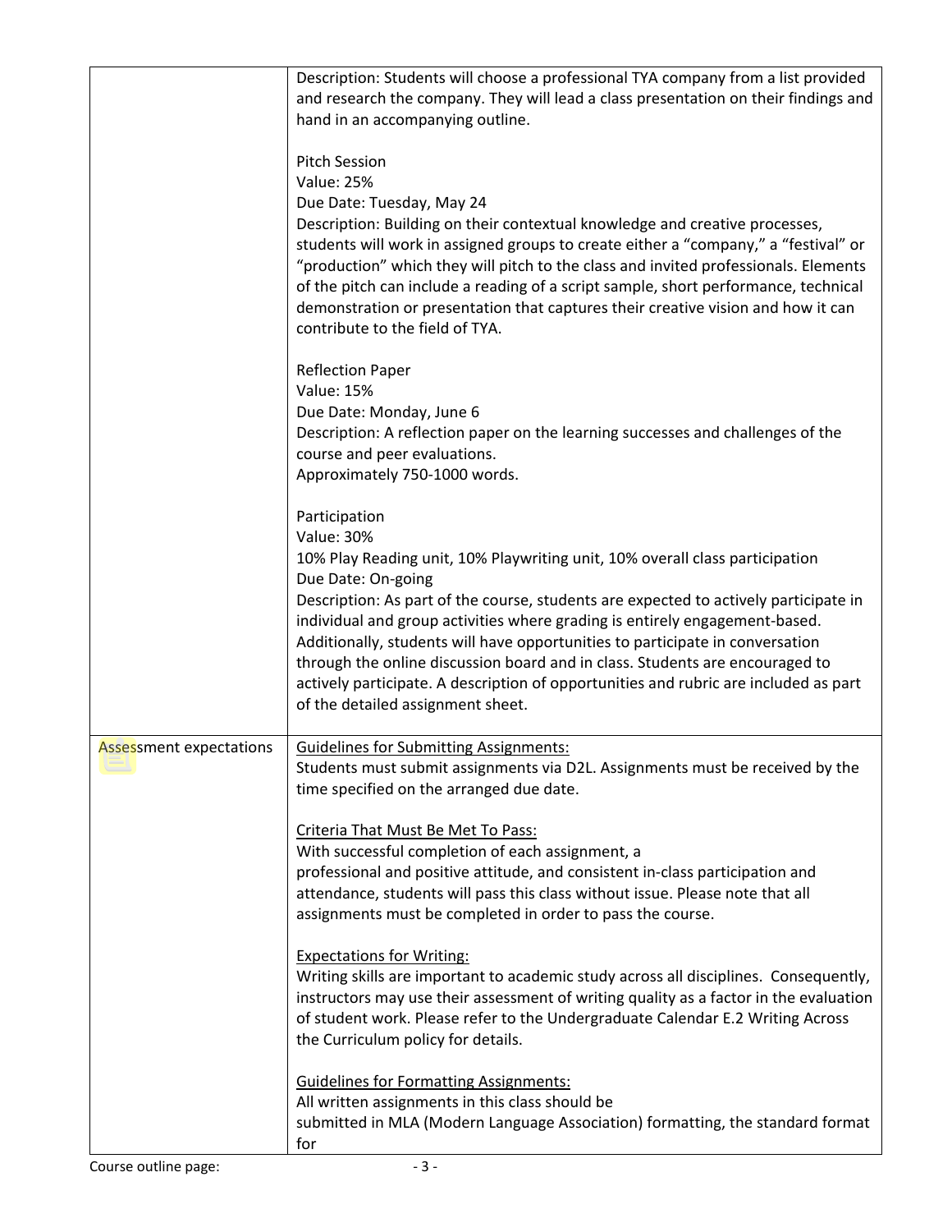| | |
|---|---|
| | Description: Students will choose a professional TYA company from a list provided and research the company. They will lead a class presentation on their findings and hand in an accompanying outline.<br><br>Pitch Session<br>Value: 25%<br>Due Date: Tuesday, May 24<br>Description: Building on their contextual knowledge and creative processes, students will work in assigned groups to create either a "company," a "festival" or "production" which they will pitch to the class and invited professionals. Elements of the pitch can include a reading of a script sample, short performance, technical demonstration or presentation that captures their creative vision and how it can contribute to the field of TYA.<br><br>Reflection Paper<br>Value: 15%<br>Due Date: Monday, June 6<br>Description: A reflection paper on the learning successes and challenges of the course and peer evaluations.<br>Approximately 750-1000 words.<br><br>Participation<br>Value: 30%<br>10% Play Reading unit, 10% Playwriting unit, 10% overall class participation<br>Due Date: On-going<br>Description: As part of the course, students are expected to actively participate in individual and group activities where grading is entirely engagement-based. Additionally, students will have opportunities to participate in conversation through the online discussion board and in class. Students are encouraged to actively participate. A description of opportunities and rubric are included as part of the detailed assignment sheet. |
| Assessment expectations | <u>Guidelines for Submitting Assignments:</u><br>Students must submit assignments via D2L. Assignments must be received by the time specified on the arranged due date.<br><br><u>Criteria That Must Be Met To Pass:</u><br>With successful completion of each assignment, a professional and positive attitude, and consistent in-class participation and attendance, students will pass this class without issue. Please note that all assignments must be completed in order to pass the course.<br><br><u>Expectations for Writing:</u><br>Writing skills are important to academic study across all disciplines. Consequently, instructors may use their assessment of writing quality as a factor in the evaluation of student work. Please refer to the Undergraduate Calendar E.2 Writing Across the Curriculum policy for details.<br><br><u>Guidelines for Formatting Assignments:</u><br>All written assignments in this class should be submitted in MLA (Modern Language Association) formatting, the standard format for |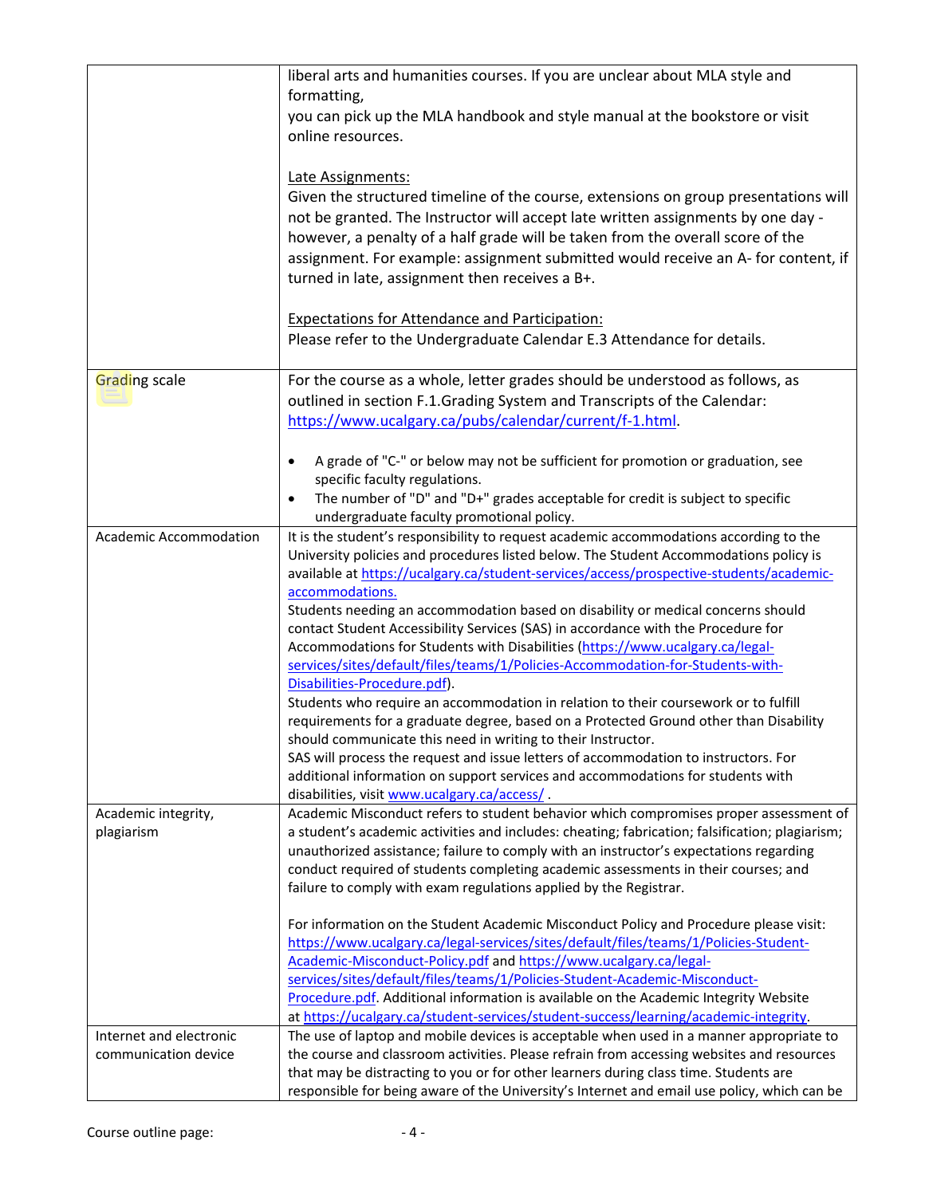| | |
|---|---|
| | liberal arts and humanities courses. If you are unclear about MLA style and formatting,<br>you can pick up the MLA handbook and style manual at the bookstore or visit online resources.<br><br><u>Late Assignments:</u><br>Given the structured timeline of the course, extensions on group presentations will not be granted. The Instructor will accept late written assignments by one day - however, a penalty of a half grade will be taken from the overall score of the assignment. For example: assignment submitted would receive an A- for content, if turned in late, assignment then receives a B+.<br><br><u>Expectations for Attendance and Participation:</u><br>Please refer to the Undergraduate Calendar E.3 Attendance for details. |
| Grading scale | For the course as a whole, letter grades should be understood as follows, as outlined in section F.1.Grading System and Transcripts of the Calendar: https://www.ucalgary.ca/pubs/calendar/current/f-1.html.<br><br>• A grade of "C-" or below may not be sufficient for promotion or graduation, see specific faculty regulations.<br>• The number of "D" and "D+" grades acceptable for credit is subject to specific undergraduate faculty promotional policy. |
| Academic Accommodation | It is the student's responsibility to request academic accommodations according to the University policies and procedures listed below. The Student Accommodations policy is available at https://ucalgary.ca/student-services/access/prospective-students/academic-accommodations.<br>Students needing an accommodation based on disability or medical concerns should contact Student Accessibility Services (SAS) in accordance with the Procedure for Accommodations for Students with Disabilities (https://www.ucalgary.ca/legal-services/sites/default/files/teams/1/Policies-Accommodation-for-Students-with-Disabilities-Procedure.pdf).<br>Students who require an accommodation in relation to their coursework or to fulfill requirements for a graduate degree, based on a Protected Ground other than Disability should communicate this need in writing to their Instructor.<br>SAS will process the request and issue letters of accommodation to instructors. For additional information on support services and accommodations for students with disabilities, visit www.ucalgary.ca/access/ . |
| Academic integrity, plagiarism | Academic Misconduct refers to student behavior which compromises proper assessment of a student's academic activities and includes: cheating; fabrication; falsification; plagiarism; unauthorized assistance; failure to comply with an instructor's expectations regarding conduct required of students completing academic assessments in their courses; and failure to comply with exam regulations applied by the Registrar.<br><br>For information on the Student Academic Misconduct Policy and Procedure please visit: https://www.ucalgary.ca/legal-services/sites/default/files/teams/1/Policies-Student-Academic-Misconduct-Policy.pdf and https://www.ucalgary.ca/legal-services/sites/default/files/teams/1/Policies-Student-Academic-Misconduct-Procedure.pdf. Additional information is available on the Academic Integrity Website at https://ucalgary.ca/student-services/student-success/learning/academic-integrity. |
| Internet and electronic communication device | The use of laptop and mobile devices is acceptable when used in a manner appropriate to the course and classroom activities. Please refrain from accessing websites and resources that may be distracting to you or for other learners during class time. Students are responsible for being aware of the University's Internet and email use policy, which can be |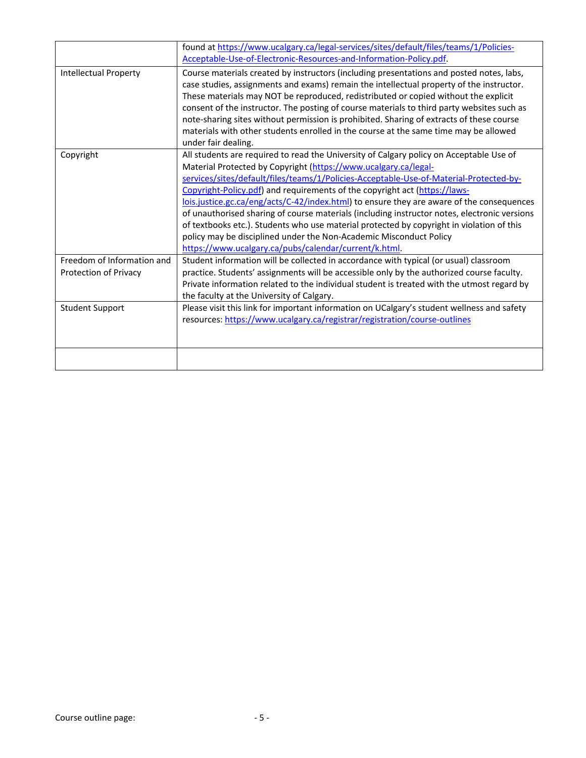| | |
|---|---|
| | found at [https://www.ucalgary.ca/legal-services/sites/default/files/teams/1/Policies-Acceptable-Use-of-Electronic-Resources-and-Information-Policy.pdf](https://www.ucalgary.ca/legal-services/sites/default/files/teams/1/Policies-Acceptable-Use-of-Electronic-Resources-and-Information-Policy.pdf). |
| Intellectual Property | Course materials created by instructors (including presentations and posted notes, labs, case studies, assignments and exams) remain the intellectual property of the instructor. These materials may NOT be reproduced, redistributed or copied without the explicit consent of the instructor. The posting of course materials to third party websites such as note-sharing sites without permission is prohibited. Sharing of extracts of these course materials with other students enrolled in the course at the same time may be allowed under fair dealing. |
| Copyright | All students are required to read the University of Calgary policy on Acceptable Use of Material Protected by Copyright ([https://www.ucalgary.ca/legal-services/sites/default/files/teams/1/Policies-Acceptable-Use-of-Material-Protected-by-Copyright-Policy.pdf](https://www.ucalgary.ca/legal-services/sites/default/files/teams/1/Policies-Acceptable-Use-of-Material-Protected-by-Copyright-Policy.pdf)) and requirements of the copyright act ([https://laws-lois.justice.gc.ca/eng/acts/C-42/index.html](https://laws-lois.justice.gc.ca/eng/acts/C-42/index.html)) to ensure they are aware of the consequences of unauthorised sharing of course materials (including instructor notes, electronic versions of textbooks etc.). Students who use material protected by copyright in violation of this policy may be disciplined under the Non-Academic Misconduct Policy [https://www.ucalgary.ca/pubs/calendar/current/k.html](https://www.ucalgary.ca/pubs/calendar/current/k.html). |
| Freedom of Information and Protection of Privacy | Student information will be collected in accordance with typical (or usual) classroom practice. Students' assignments will be accessible only by the authorized course faculty. Private information related to the individual student is treated with the utmost regard by the faculty at the University of Calgary. |
| Student Support | Please visit this link for important information on UCalgary's student wellness and safety resources: [https://www.ucalgary.ca/registrar/registration/course-outlines](https://www.ucalgary.ca/registrar/registration/course-outlines) |
| | |